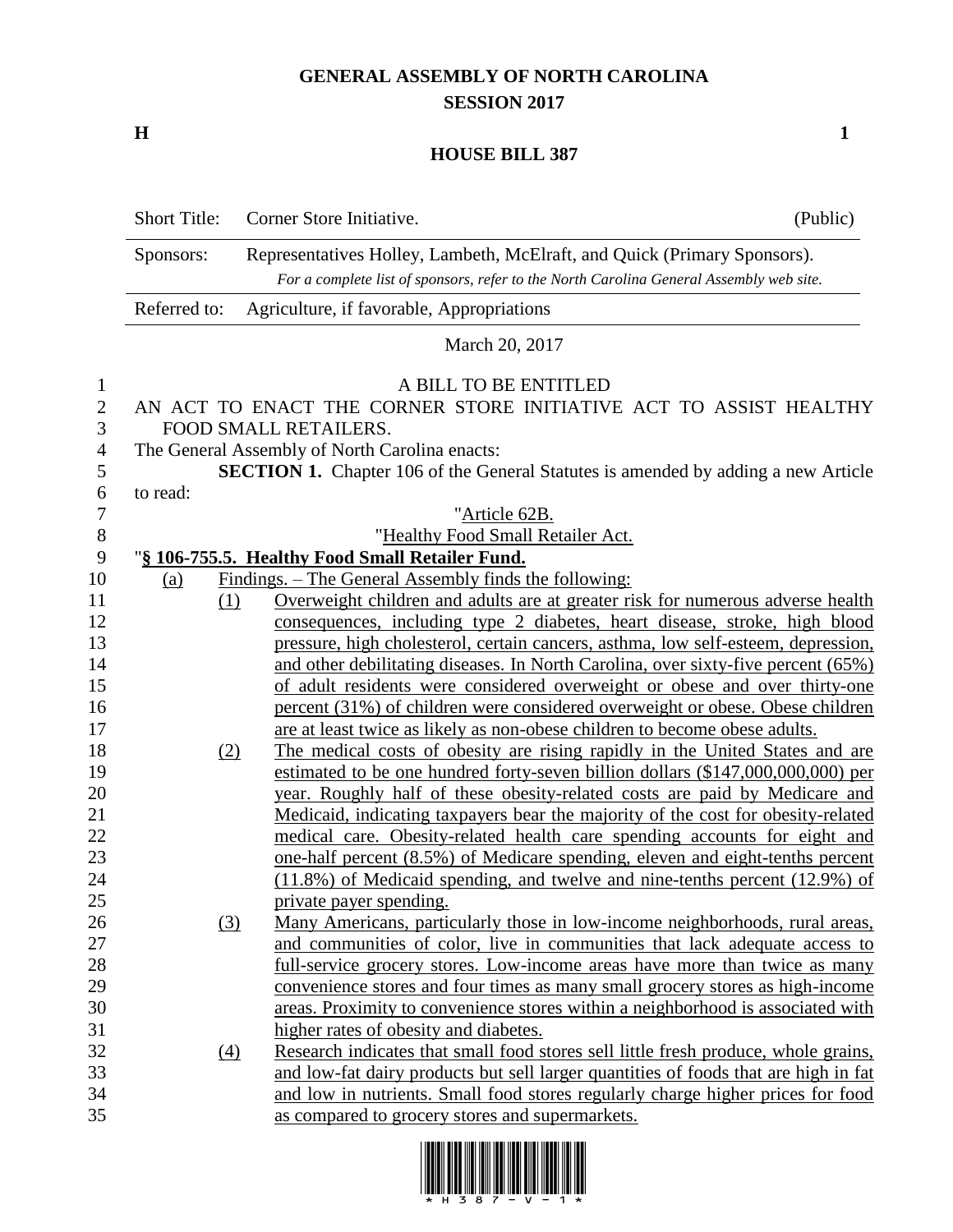# GENERAL ASSEMBLY OF NORTH CAROLINA
## SESSION 2017

**H** **1**

## HOUSE BILL 387

| Short Title: | Corner Store Initiative. | (Public) |
|---|---|---|
| Sponsors: | Representatives Holley, Lambeth, McElraft, and Quick (Primary Sponsors). *For a complete list of sponsors, refer to the North Carolina General Assembly web site.* | |
| Referred to: | Agriculture, if favorable, Appropriations | |

March 20, 2017

A BILL TO BE ENTITLED

AN ACT TO ENACT THE CORNER STORE INITIATIVE ACT TO ASSIST HEALTHY FOOD SMALL RETAILERS.

The General Assembly of North Carolina enacts:

**SECTION 1.** Chapter 106 of the General Statutes is amended by adding a new Article to read:

"Article 62B.

"Healthy Food Small Retailer Act.

"**§ 106-755.5. Healthy Food Small Retailer Fund.**

(a) Findings. – The General Assembly finds the following:

(1) Overweight children and adults are at greater risk for numerous adverse health consequences, including type 2 diabetes, heart disease, stroke, high blood pressure, high cholesterol, certain cancers, asthma, low self-esteem, depression, and other debilitating diseases. In North Carolina, over sixty-five percent (65%) of adult residents were considered overweight or obese and over thirty-one percent (31%) of children were considered overweight or obese. Obese children are at least twice as likely as non-obese children to become obese adults.

(2) The medical costs of obesity are rising rapidly in the United States and are estimated to be one hundred forty-seven billion dollars ($147,000,000,000) per year. Roughly half of these obesity-related costs are paid by Medicare and Medicaid, indicating taxpayers bear the majority of the cost for obesity-related medical care. Obesity-related health care spending accounts for eight and one-half percent (8.5%) of Medicare spending, eleven and eight-tenths percent (11.8%) of Medicaid spending, and twelve and nine-tenths percent (12.9%) of private payer spending.

(3) Many Americans, particularly those in low-income neighborhoods, rural areas, and communities of color, live in communities that lack adequate access to full-service grocery stores. Low-income areas have more than twice as many convenience stores and four times as many small grocery stores as high-income areas. Proximity to convenience stores within a neighborhood is associated with higher rates of obesity and diabetes.

(4) Research indicates that small food stores sell little fresh produce, whole grains, and low-fat dairy products but sell larger quantities of foods that are high in fat and low in nutrients. Small food stores regularly charge higher prices for food as compared to grocery stores and supermarkets.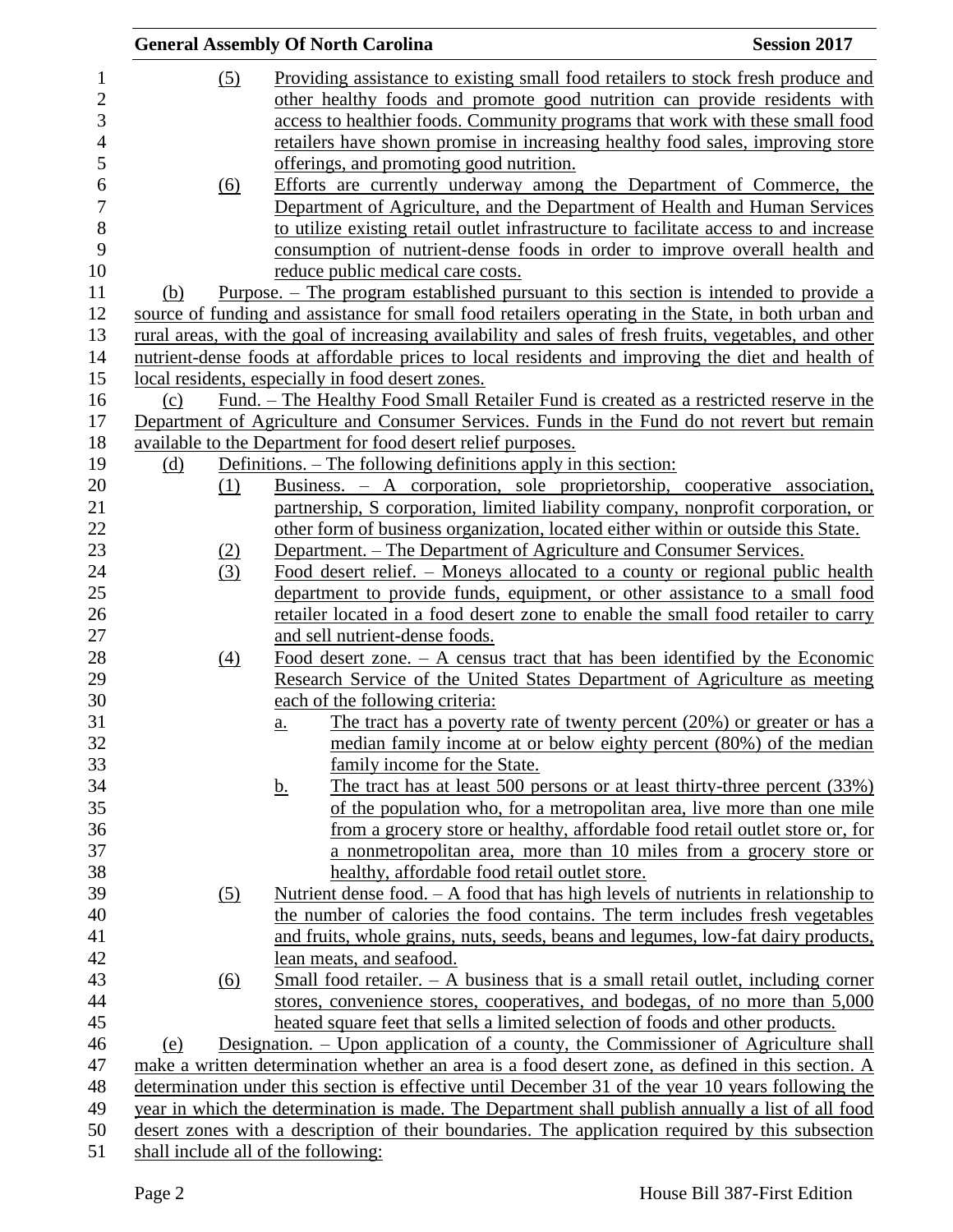(5) Providing assistance to existing small food retailers to stock fresh produce and other healthy foods and promote good nutrition can provide residents with access to healthier foods. Community programs that work with these small food retailers have shown promise in increasing healthy food sales, improving store offerings, and promoting good nutrition.

(6) Efforts are currently underway among the Department of Commerce, the Department of Agriculture, and the Department of Health and Human Services to utilize existing retail outlet infrastructure to facilitate access to and increase consumption of nutrient-dense foods in order to improve overall health and reduce public medical care costs.

(b) Purpose. – The program established pursuant to this section is intended to provide a source of funding and assistance for small food retailers operating in the State, in both urban and rural areas, with the goal of increasing availability and sales of fresh fruits, vegetables, and other nutrient-dense foods at affordable prices to local residents and improving the diet and health of local residents, especially in food desert zones.

(c) Fund. – The Healthy Food Small Retailer Fund is created as a restricted reserve in the Department of Agriculture and Consumer Services. Funds in the Fund do not revert but remain available to the Department for food desert relief purposes.

(d) Definitions. – The following definitions apply in this section:

(1) Business. – A corporation, sole proprietorship, cooperative association, partnership, S corporation, limited liability company, nonprofit corporation, or other form of business organization, located either within or outside this State.

(2) Department. – The Department of Agriculture and Consumer Services.

(3) Food desert relief. – Moneys allocated to a county or regional public health department to provide funds, equipment, or other assistance to a small food retailer located in a food desert zone to enable the small food retailer to carry and sell nutrient-dense foods.

(4) Food desert zone. – A census tract that has been identified by the Economic Research Service of the United States Department of Agriculture as meeting each of the following criteria:

a. The tract has a poverty rate of twenty percent (20%) or greater or has a median family income at or below eighty percent (80%) of the median family income for the State.

b. The tract has at least 500 persons or at least thirty-three percent (33%) of the population who, for a metropolitan area, live more than one mile from a grocery store or healthy, affordable food retail outlet store or, for a nonmetropolitan area, more than 10 miles from a grocery store or healthy, affordable food retail outlet store.

(5) Nutrient dense food. – A food that has high levels of nutrients in relationship to the number of calories the food contains. The term includes fresh vegetables and fruits, whole grains, nuts, seeds, beans and legumes, low-fat dairy products, lean meats, and seafood.

(6) Small food retailer. – A business that is a small retail outlet, including corner stores, convenience stores, cooperatives, and bodegas, of no more than 5,000 heated square feet that sells a limited selection of foods and other products.

(e) Designation. – Upon application of a county, the Commissioner of Agriculture shall make a written determination whether an area is a food desert zone, as defined in this section. A determination under this section is effective until December 31 of the year 10 years following the year in which the determination is made. The Department shall publish annually a list of all food desert zones with a description of their boundaries. The application required by this subsection shall include all of the following: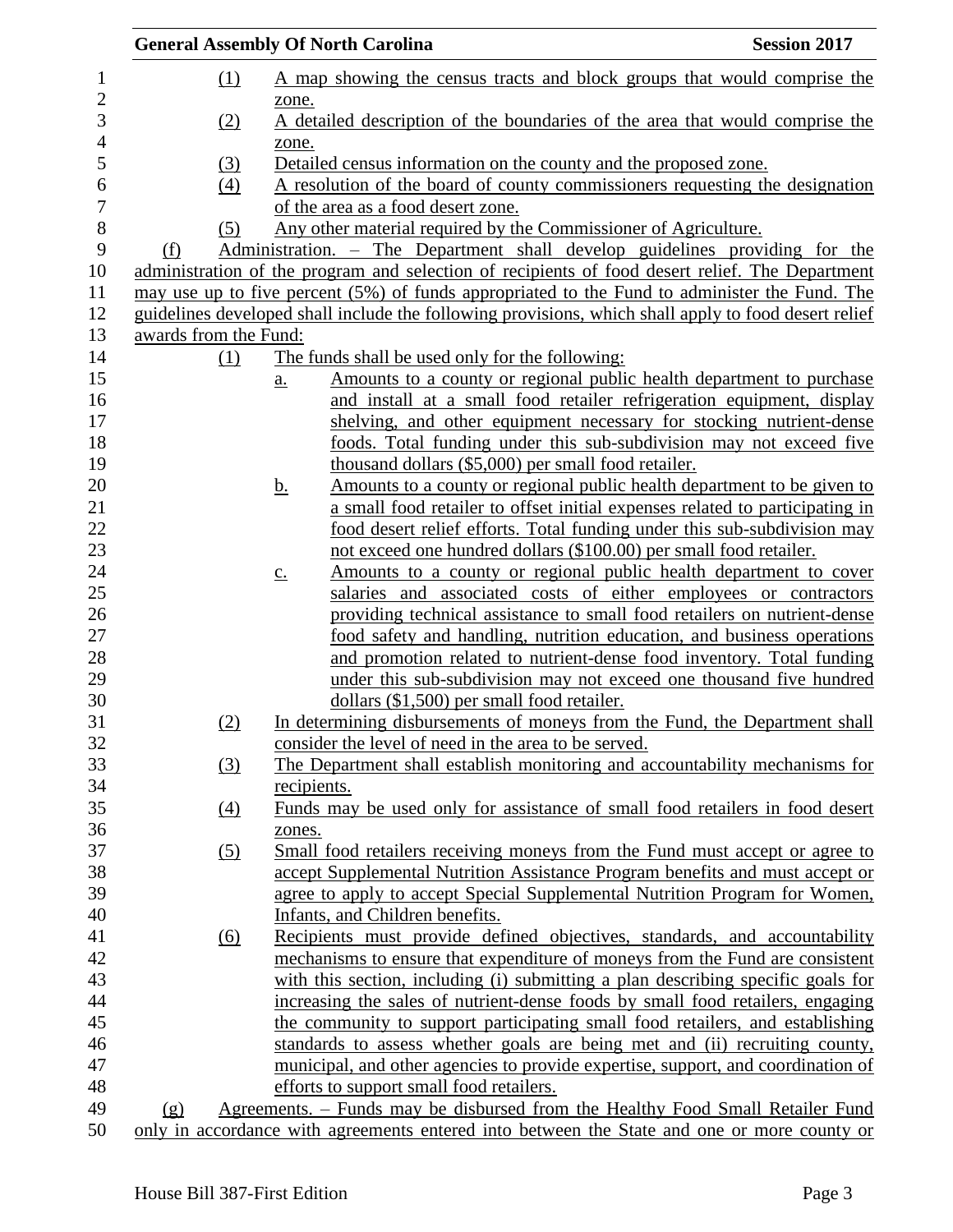(1) A map showing the census tracts and block groups that would comprise the zone.

(2) A detailed description of the boundaries of the area that would comprise the zone.

(3) Detailed census information on the county and the proposed zone.

(4) A resolution of the board of county commissioners requesting the designation of the area as a food desert zone.

(5) Any other material required by the Commissioner of Agriculture.

(f) Administration. – The Department shall develop guidelines providing for the administration of the program and selection of recipients of food desert relief. The Department may use up to five percent (5%) of funds appropriated to the Fund to administer the Fund. The guidelines developed shall include the following provisions, which shall apply to food desert relief awards from the Fund:

(1) The funds shall be used only for the following:

a. Amounts to a county or regional public health department to purchase and install at a small food retailer refrigeration equipment, display shelving, and other equipment necessary for stocking nutrient-dense foods. Total funding under this sub-subdivision may not exceed five thousand dollars ($5,000) per small food retailer.

b. Amounts to a county or regional public health department to be given to a small food retailer to offset initial expenses related to participating in food desert relief efforts. Total funding under this sub-subdivision may not exceed one hundred dollars ($100.00) per small food retailer.

c. Amounts to a county or regional public health department to cover salaries and associated costs of either employees or contractors providing technical assistance to small food retailers on nutrient-dense food safety and handling, nutrition education, and business operations and promotion related to nutrient-dense food inventory. Total funding under this sub-subdivision may not exceed one thousand five hundred dollars ($1,500) per small food retailer.

(2) In determining disbursements of moneys from the Fund, the Department shall consider the level of need in the area to be served.

(3) The Department shall establish monitoring and accountability mechanisms for recipients.

(4) Funds may be used only for assistance of small food retailers in food desert zones.

(5) Small food retailers receiving moneys from the Fund must accept or agree to accept Supplemental Nutrition Assistance Program benefits and must accept or agree to apply to accept Special Supplemental Nutrition Program for Women, Infants, and Children benefits.

(6) Recipients must provide defined objectives, standards, and accountability mechanisms to ensure that expenditure of moneys from the Fund are consistent with this section, including (i) submitting a plan describing specific goals for increasing the sales of nutrient-dense foods by small food retailers, engaging the community to support participating small food retailers, and establishing standards to assess whether goals are being met and (ii) recruiting county, municipal, and other agencies to provide expertise, support, and coordination of efforts to support small food retailers.

(g) Agreements. – Funds may be disbursed from the Healthy Food Small Retailer Fund only in accordance with agreements entered into between the State and one or more county or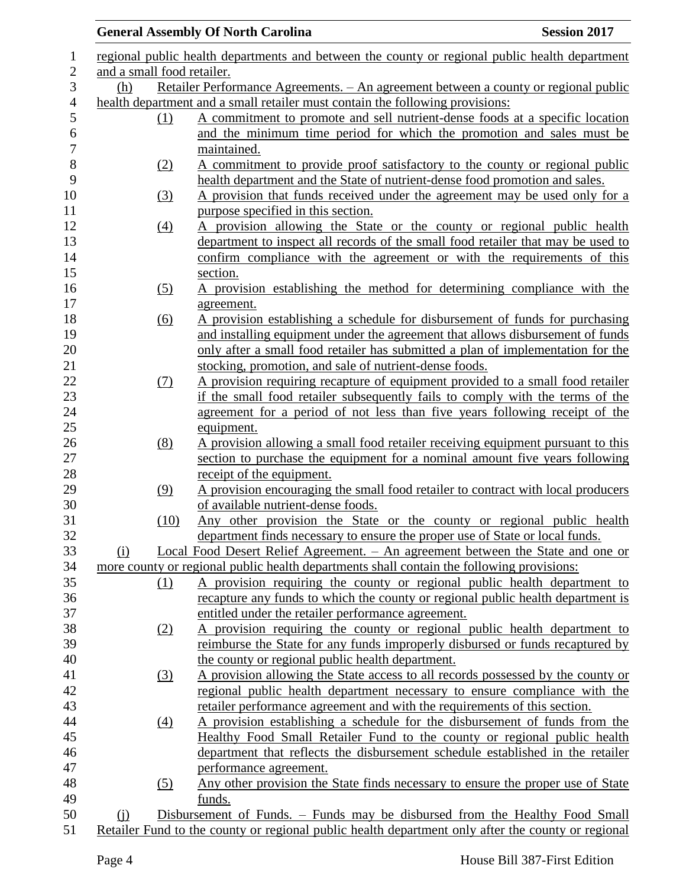regional public health departments and between the county or regional public health department and a small food retailer.

(h) Retailer Performance Agreements. – An agreement between a county or regional public health department and a small retailer must contain the following provisions:

(1) A commitment to promote and sell nutrient-dense foods at a specific location and the minimum time period for which the promotion and sales must be maintained.

(2) A commitment to provide proof satisfactory to the county or regional public health department and the State of nutrient-dense food promotion and sales.

(3) A provision that funds received under the agreement may be used only for a purpose specified in this section.

(4) A provision allowing the State or the county or regional public health department to inspect all records of the small food retailer that may be used to confirm compliance with the agreement or with the requirements of this section.

(5) A provision establishing the method for determining compliance with the agreement.

(6) A provision establishing a schedule for disbursement of funds for purchasing and installing equipment under the agreement that allows disbursement of funds only after a small food retailer has submitted a plan of implementation for the stocking, promotion, and sale of nutrient-dense foods.

(7) A provision requiring recapture of equipment provided to a small food retailer if the small food retailer subsequently fails to comply with the terms of the agreement for a period of not less than five years following receipt of the equipment.

(8) A provision allowing a small food retailer receiving equipment pursuant to this section to purchase the equipment for a nominal amount five years following receipt of the equipment.

(9) A provision encouraging the small food retailer to contract with local producers of available nutrient-dense foods.

(10) Any other provision the State or the county or regional public health department finds necessary to ensure the proper use of State or local funds.

(i) Local Food Desert Relief Agreement. – An agreement between the State and one or more county or regional public health departments shall contain the following provisions:

(1) A provision requiring the county or regional public health department to recapture any funds to which the county or regional public health department is entitled under the retailer performance agreement.

(2) A provision requiring the county or regional public health department to reimburse the State for any funds improperly disbursed or funds recaptured by the county or regional public health department.

(3) A provision allowing the State access to all records possessed by the county or regional public health department necessary to ensure compliance with the retailer performance agreement and with the requirements of this section.

(4) A provision establishing a schedule for the disbursement of funds from the Healthy Food Small Retailer Fund to the county or regional public health department that reflects the disbursement schedule established in the retailer performance agreement.

(5) Any other provision the State finds necessary to ensure the proper use of State funds.

(j) Disbursement of Funds. – Funds may be disbursed from the Healthy Food Small Retailer Fund to the county or regional public health department only after the county or regional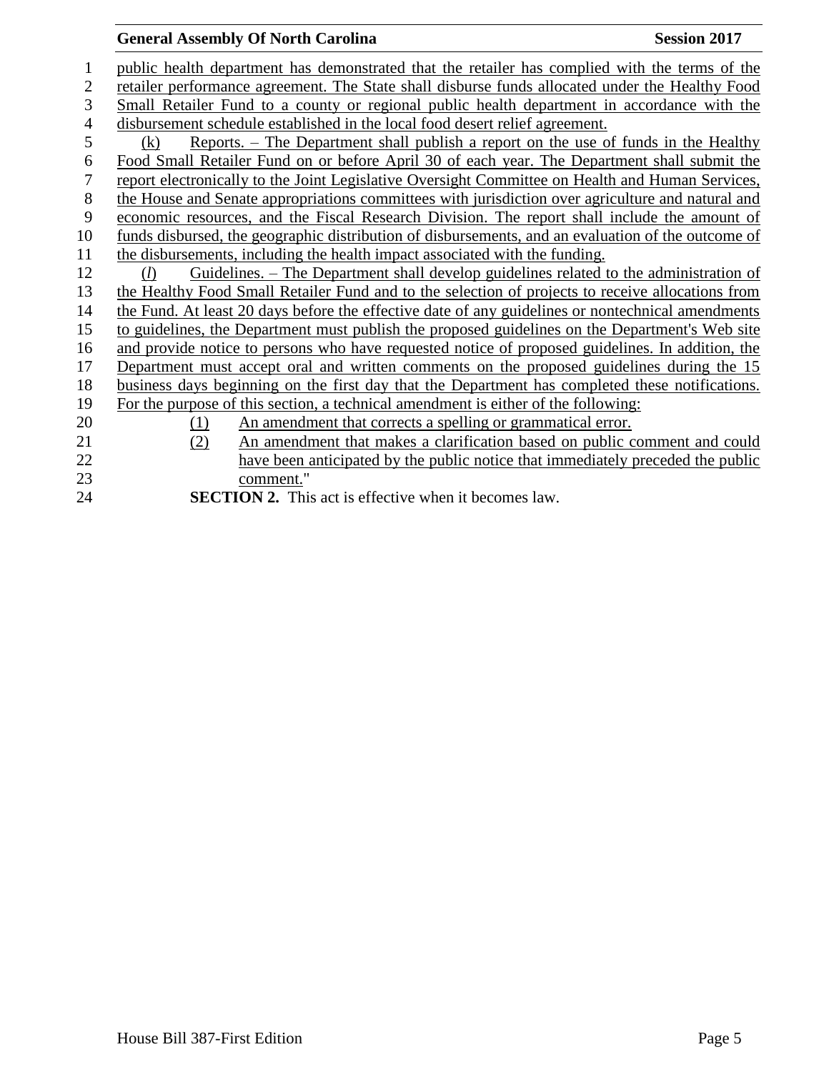public health department has demonstrated that the retailer has complied with the terms of the retailer performance agreement. The State shall disburse funds allocated under the Healthy Food Small Retailer Fund to a county or regional public health department in accordance with the disbursement schedule established in the local food desert relief agreement.

(k) Reports. – The Department shall publish a report on the use of funds in the Healthy Food Small Retailer Fund on or before April 30 of each year. The Department shall submit the report electronically to the Joint Legislative Oversight Committee on Health and Human Services, the House and Senate appropriations committees with jurisdiction over agriculture and natural and economic resources, and the Fiscal Research Division. The report shall include the amount of funds disbursed, the geographic distribution of disbursements, and an evaluation of the outcome of the disbursements, including the health impact associated with the funding.

(*l*) Guidelines. – The Department shall develop guidelines related to the administration of the Healthy Food Small Retailer Fund and to the selection of projects to receive allocations from the Fund. At least 20 days before the effective date of any guidelines or nontechnical amendments to guidelines, the Department must publish the proposed guidelines on the Department's Web site and provide notice to persons who have requested notice of proposed guidelines. In addition, the Department must accept oral and written comments on the proposed guidelines during the 15 business days beginning on the first day that the Department has completed these notifications. For the purpose of this section, a technical amendment is either of the following:

(1) An amendment that corrects a spelling or grammatical error.

(2) An amendment that makes a clarification based on public comment and could have been anticipated by the public notice that immediately preceded the public comment."

**SECTION 2.** This act is effective when it becomes law.